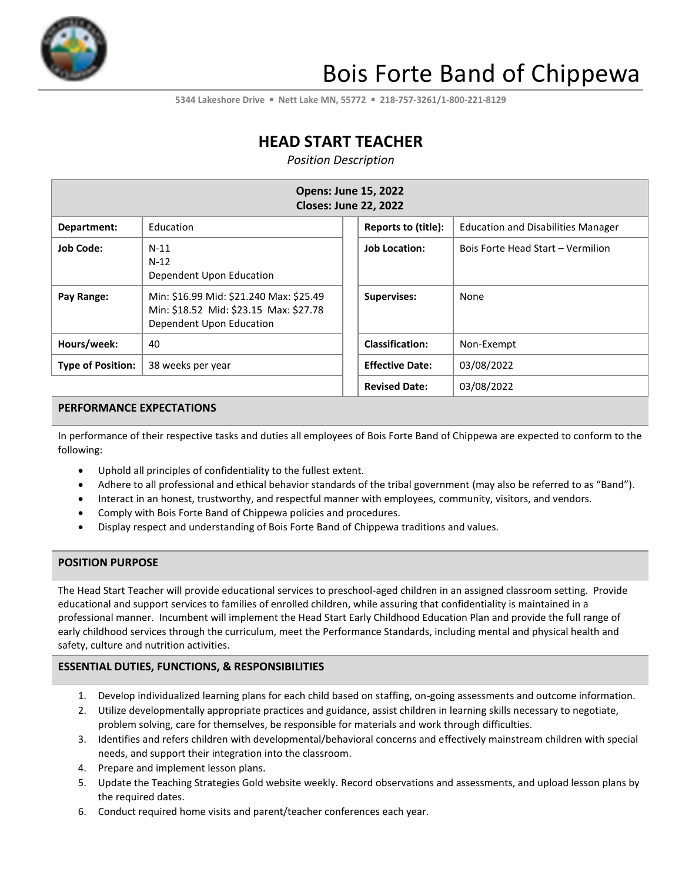# Bois Forte Band of Chippewa

5344 Lakeshore Drive ▪ Nett Lake MN, 55772 ▪ 218-757-3261/1-800-221-8129

## HEAD START TEACHER

*Position Description*

| Opens: June 15, 2022<br>Closes: June 22, 2022 | | | |
|---|---|---|---|
| **Department:** | Education | **Reports to (title):** | Education and Disabilities Manager |
| **Job Code:** | N-11<br>N-12<br>Dependent Upon Education | **Job Location:** | Bois Forte Head Start – Vermilion |
| **Pay Range:** | Min: $16.99 Mid: $21.240 Max: $25.49<br>Min: $18.52 Mid: $23.15 Max: $27.78<br>Dependent Upon Education | **Supervises:** | None |
| **Hours/week:** | 40 | **Classification:** | Non-Exempt |
| **Type of Position:** | 38 weeks per year | **Effective Date:** | 03/08/2022 |
| | | **Revised Date:** | 03/08/2022 |

### PERFORMANCE EXPECTATIONS

In performance of their respective tasks and duties all employees of Bois Forte Band of Chippewa are expected to conform to the following:

- Uphold all principles of confidentiality to the fullest extent.
- Adhere to all professional and ethical behavior standards of the tribal government (may also be referred to as "Band").
- Interact in an honest, trustworthy, and respectful manner with employees, community, visitors, and vendors.
- Comply with Bois Forte Band of Chippewa policies and procedures.
- Display respect and understanding of Bois Forte Band of Chippewa traditions and values.

### POSITION PURPOSE

The Head Start Teacher will provide educational services to preschool-aged children in an assigned classroom setting. Provide educational and support services to families of enrolled children, while assuring that confidentiality is maintained in a professional manner. Incumbent will implement the Head Start Early Childhood Education Plan and provide the full range of early childhood services through the curriculum, meet the Performance Standards, including mental and physical health and safety, culture and nutrition activities.

### ESSENTIAL DUTIES, FUNCTIONS, & RESPONSIBILITIES

1. Develop individualized learning plans for each child based on staffing, on-going assessments and outcome information.
2. Utilize developmentally appropriate practices and guidance, assist children in learning skills necessary to negotiate, problem solving, care for themselves, be responsible for materials and work through difficulties.
3. Identifies and refers children with developmental/behavioral concerns and effectively mainstream children with special needs, and support their integration into the classroom.
4. Prepare and implement lesson plans.
5. Update the Teaching Strategies Gold website weekly. Record observations and assessments, and upload lesson plans by the required dates.
6. Conduct required home visits and parent/teacher conferences each year.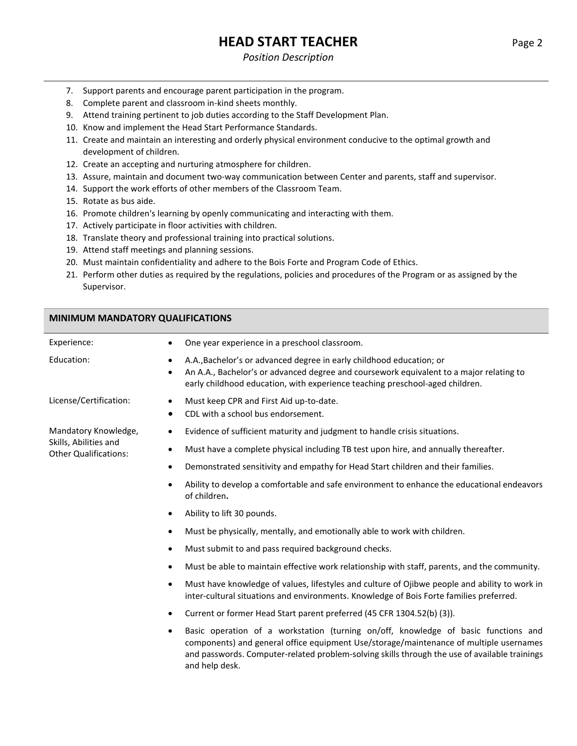7. Support parents and encourage parent participation in the program.
8. Complete parent and classroom in-kind sheets monthly.
9. Attend training pertinent to job duties according to the Staff Development Plan.
10. Know and implement the Head Start Performance Standards.
11. Create and maintain an interesting and orderly physical environment conducive to the optimal growth and development of children.
12. Create an accepting and nurturing atmosphere for children.
13. Assure, maintain and document two-way communication between Center and parents, staff and supervisor.
14. Support the work efforts of other members of the Classroom Team.
15. Rotate as bus aide.
16. Promote children's learning by openly communicating and interacting with them.
17. Actively participate in floor activities with children.
18. Translate theory and professional training into practical solutions.
19. Attend staff meetings and planning sessions.
20. Must maintain confidentiality and adhere to the Bois Forte and Program Code of Ethics.
21. Perform other duties as required by the regulations, policies and procedures of the Program or as assigned by the Supervisor.

## MINIMUM MANDATORY QUALIFICATIONS

**Experience:**

- One year experience in a preschool classroom.

**Education:**

- A.A.,Bachelor's or advanced degree in early childhood education; or
- An A.A., Bachelor's or advanced degree and coursework equivalent to a major relating to early childhood education, with experience teaching preschool-aged children.

**License/Certification:**

- Must keep CPR and First Aid up-to-date.
- CDL with a school bus endorsement.

**Mandatory Knowledge, Skills, Abilities and Other Qualifications:**

- Evidence of sufficient maturity and judgment to handle crisis situations.
- Must have a complete physical including TB test upon hire, and annually thereafter.
- Demonstrated sensitivity and empathy for Head Start children and their families.
- Ability to develop a comfortable and safe environment to enhance the educational endeavors of children.
- Ability to lift 30 pounds.
- Must be physically, mentally, and emotionally able to work with children.
- Must submit to and pass required background checks.
- Must be able to maintain effective work relationship with staff, parents, and the community.
- Must have knowledge of values, lifestyles and culture of Ojibwe people and ability to work in inter-cultural situations and environments. Knowledge of Bois Forte families preferred.
- Current or former Head Start parent preferred (45 CFR 1304.52(b) (3)).
- Basic operation of a workstation (turning on/off, knowledge of basic functions and components) and general office equipment Use/storage/maintenance of multiple usernames and passwords. Computer-related problem-solving skills through the use of available trainings and help desk.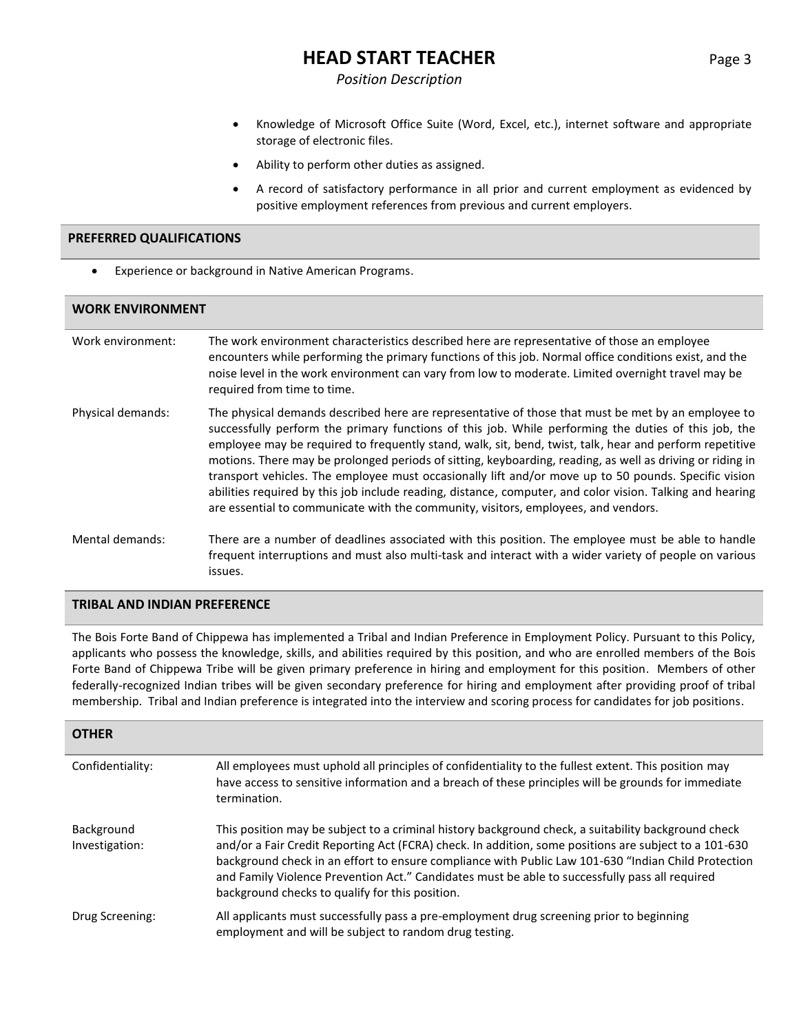- Knowledge of Microsoft Office Suite (Word, Excel, etc.), internet software and appropriate storage of electronic files.
- Ability to perform other duties as assigned.
- A record of satisfactory performance in all prior and current employment as evidenced by positive employment references from previous and current employers.

## PREFERRED QUALIFICATIONS

- Experience or background in Native American Programs.

## WORK ENVIRONMENT

**Work environment:** The work environment characteristics described here are representative of those an employee encounters while performing the primary functions of this job. Normal office conditions exist, and the noise level in the work environment can vary from low to moderate. Limited overnight travel may be required from time to time.

**Physical demands:** The physical demands described here are representative of those that must be met by an employee to successfully perform the primary functions of this job. While performing the duties of this job, the employee may be required to frequently stand, walk, sit, bend, twist, talk, hear and perform repetitive motions. There may be prolonged periods of sitting, keyboarding, reading, as well as driving or riding in transport vehicles. The employee must occasionally lift and/or move up to 50 pounds. Specific vision abilities required by this job include reading, distance, computer, and color vision. Talking and hearing are essential to communicate with the community, visitors, employees, and vendors.

**Mental demands:** There are a number of deadlines associated with this position. The employee must be able to handle frequent interruptions and must also multi-task and interact with a wider variety of people on various issues.

## TRIBAL AND INDIAN PREFERENCE

The Bois Forte Band of Chippewa has implemented a Tribal and Indian Preference in Employment Policy. Pursuant to this Policy, applicants who possess the knowledge, skills, and abilities required by this position, and who are enrolled members of the Bois Forte Band of Chippewa Tribe will be given primary preference in hiring and employment for this position. Members of other federally-recognized Indian tribes will be given secondary preference for hiring and employment after providing proof of tribal membership. Tribal and Indian preference is integrated into the interview and scoring process for candidates for job positions.

## OTHER

**Confidentiality:** All employees must uphold all principles of confidentiality to the fullest extent. This position may have access to sensitive information and a breach of these principles will be grounds for immediate termination.

**Background Investigation:** This position may be subject to a criminal history background check, a suitability background check and/or a Fair Credit Reporting Act (FCRA) check. In addition, some positions are subject to a 101-630 background check in an effort to ensure compliance with Public Law 101-630 "Indian Child Protection and Family Violence Prevention Act." Candidates must be able to successfully pass all required background checks to qualify for this position.

**Drug Screening:** All applicants must successfully pass a pre-employment drug screening prior to beginning employment and will be subject to random drug testing.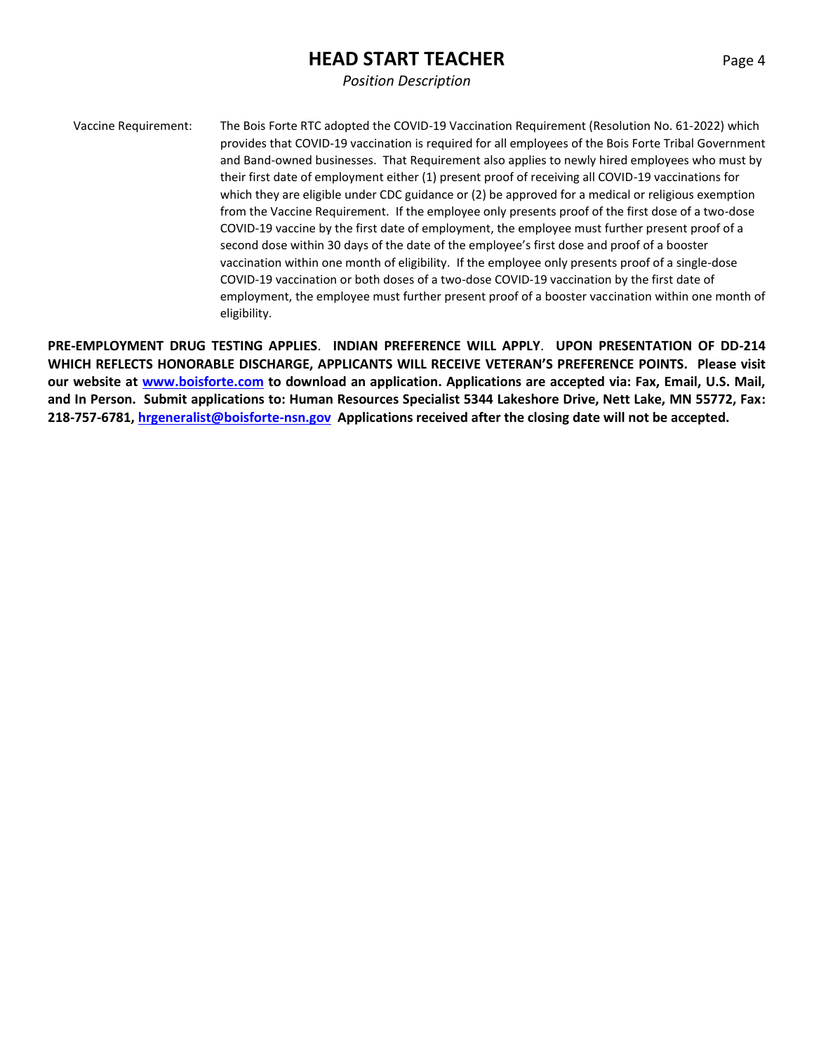Vaccine Requirement: The Bois Forte RTC adopted the COVID-19 Vaccination Requirement (Resolution No. 61-2022) which provides that COVID-19 vaccination is required for all employees of the Bois Forte Tribal Government and Band-owned businesses. That Requirement also applies to newly hired employees who must by their first date of employment either (1) present proof of receiving all COVID-19 vaccinations for which they are eligible under CDC guidance or (2) be approved for a medical or religious exemption from the Vaccine Requirement. If the employee only presents proof of the first dose of a two-dose COVID-19 vaccine by the first date of employment, the employee must further present proof of a second dose within 30 days of the date of the employee's first dose and proof of a booster vaccination within one month of eligibility. If the employee only presents proof of a single-dose COVID-19 vaccination or both doses of a two-dose COVID-19 vaccination by the first date of employment, the employee must further present proof of a booster vaccination within one month of eligibility.

**PRE-EMPLOYMENT DRUG TESTING APPLIES. INDIAN PREFERENCE WILL APPLY. UPON PRESENTATION OF DD-214 WHICH REFLECTS HONORABLE DISCHARGE, APPLICANTS WILL RECEIVE VETERAN'S PREFERENCE POINTS. Please visit our website at [www.boisforte.com](http://www.boisforte.com) to download an application. Applications are accepted via: Fax, Email, U.S. Mail, and In Person. Submit applications to: Human Resources Specialist 5344 Lakeshore Drive, Nett Lake, MN 55772, Fax: 218-757-6781, [hrgeneralist@boisforte-nsn.gov](mailto:hrgeneralist@boisforte-nsn.gov) Applications received after the closing date will not be accepted.**